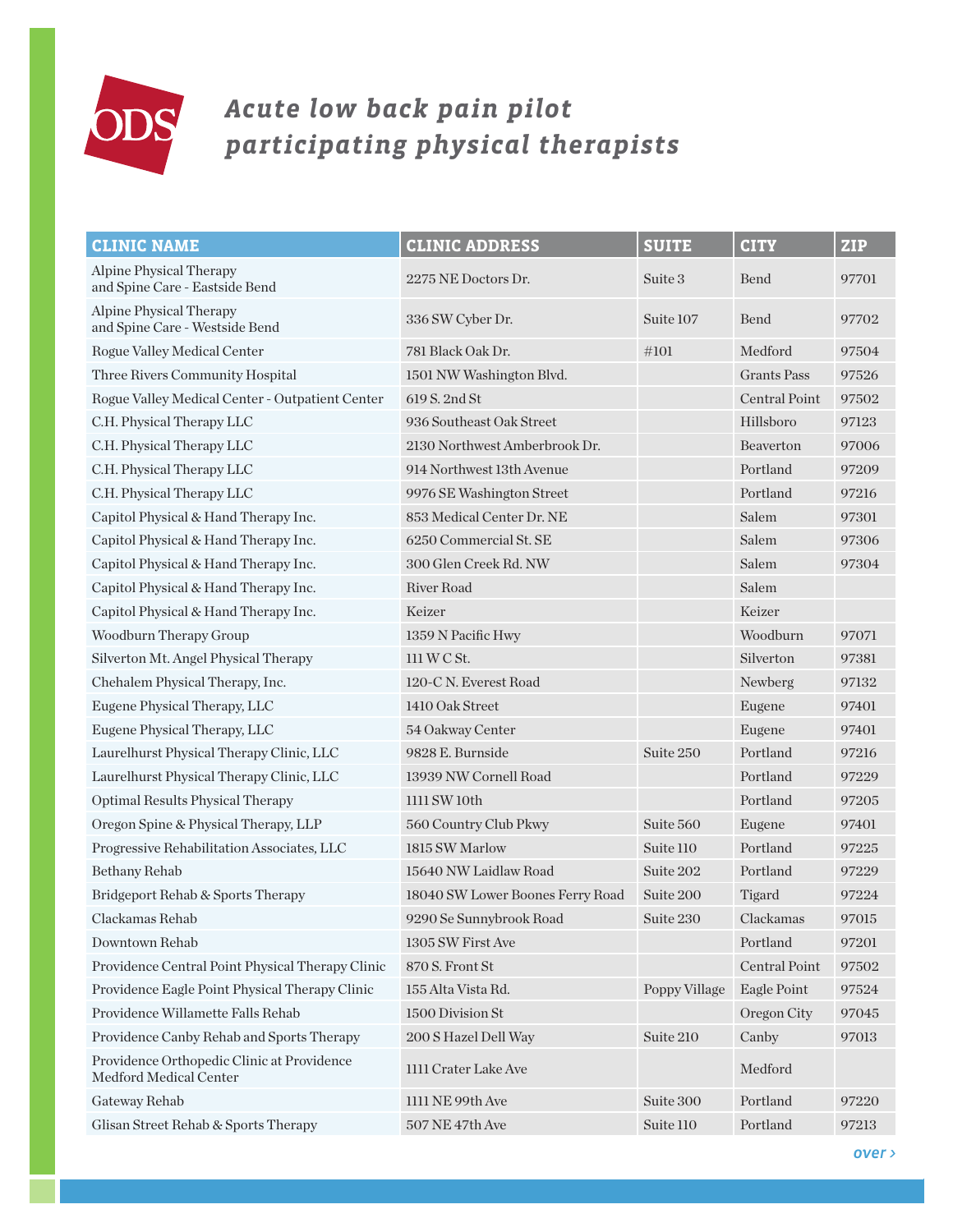# Acute low back pain pilot participating physical therapists

| CLINIC NAME | CLINIC ADDRESS | SUITE | CITY | ZIP |
|---|---|---|---|---|
| Alpine Physical Therapy and Spine Care - Eastside Bend | 2275 NE Doctors Dr. | Suite 3 | Bend | 97701 |
| Alpine Physical Therapy and Spine Care - Westside Bend | 336 SW Cyber Dr. | Suite 107 | Bend | 97702 |
| Rogue Valley Medical Center | 781 Black Oak Dr. | #101 | Medford | 97504 |
| Three Rivers Community Hospital | 1501 NW Washington Blvd. | | Grants Pass | 97526 |
| Rogue Valley Medical Center - Outpatient Center | 619 S. 2nd St | | Central Point | 97502 |
| C.H. Physical Therapy LLC | 936 Southeast Oak Street | | Hillsboro | 97123 |
| C.H. Physical Therapy LLC | 2130 Northwest Amberbrook Dr. | | Beaverton | 97006 |
| C.H. Physical Therapy LLC | 914 Northwest 13th Avenue | | Portland | 97209 |
| C.H. Physical Therapy LLC | 9976 SE Washington Street | | Portland | 97216 |
| Capitol Physical & Hand Therapy Inc. | 853 Medical Center Dr. NE | | Salem | 97301 |
| Capitol Physical & Hand Therapy Inc. | 6250 Commercial St. SE | | Salem | 97306 |
| Capitol Physical & Hand Therapy Inc. | 300 Glen Creek Rd. NW | | Salem | 97304 |
| Capitol Physical & Hand Therapy Inc. | River Road | | Salem | |
| Capitol Physical & Hand Therapy Inc. | Keizer | | Keizer | |
| Woodburn Therapy Group | 1359 N Pacific Hwy | | Woodburn | 97071 |
| Silverton Mt. Angel Physical Therapy | 111 W C St. | | Silverton | 97381 |
| Chehalem Physical Therapy, Inc. | 120-C N. Everest Road | | Newberg | 97132 |
| Eugene Physical Therapy, LLC | 1410 Oak Street | | Eugene | 97401 |
| Eugene Physical Therapy, LLC | 54 Oakway Center | | Eugene | 97401 |
| Laurelhurst Physical Therapy Clinic, LLC | 9828 E. Burnside | Suite 250 | Portland | 97216 |
| Laurelhurst Physical Therapy Clinic, LLC | 13939 NW Cornell Road | | Portland | 97229 |
| Optimal Results Physical Therapy | 1111 SW 10th | | Portland | 97205 |
| Oregon Spine & Physical Therapy, LLP | 560 Country Club Pkwy | Suite 560 | Eugene | 97401 |
| Progressive Rehabilitation Associates, LLC | 1815 SW Marlow | Suite 110 | Portland | 97225 |
| Bethany Rehab | 15640 NW Laidlaw Road | Suite 202 | Portland | 97229 |
| Bridgeport Rehab & Sports Therapy | 18040 SW Lower Boones Ferry Road | Suite 200 | Tigard | 97224 |
| Clackamas Rehab | 9290 Se Sunnybrook Road | Suite 230 | Clackamas | 97015 |
| Downtown Rehab | 1305 SW First Ave | | Portland | 97201 |
| Providence Central Point Physical Therapy Clinic | 870 S. Front St | | Central Point | 97502 |
| Providence Eagle Point Physical Therapy Clinic | 155 Alta Vista Rd. | Poppy Village | Eagle Point | 97524 |
| Providence Willamette Falls Rehab | 1500 Division St | | Oregon City | 97045 |
| Providence Canby Rehab and Sports Therapy | 200 S Hazel Dell Way | Suite 210 | Canby | 97013 |
| Providence Orthopedic Clinic at Providence Medford Medical Center | 1111 Crater Lake Ave | | Medford | |
| Gateway Rehab | 1111 NE 99th Ave | Suite 300 | Portland | 97220 |
| Glisan Street Rehab & Sports Therapy | 507 NE 47th Ave | Suite 110 | Portland | 97213 |

over ›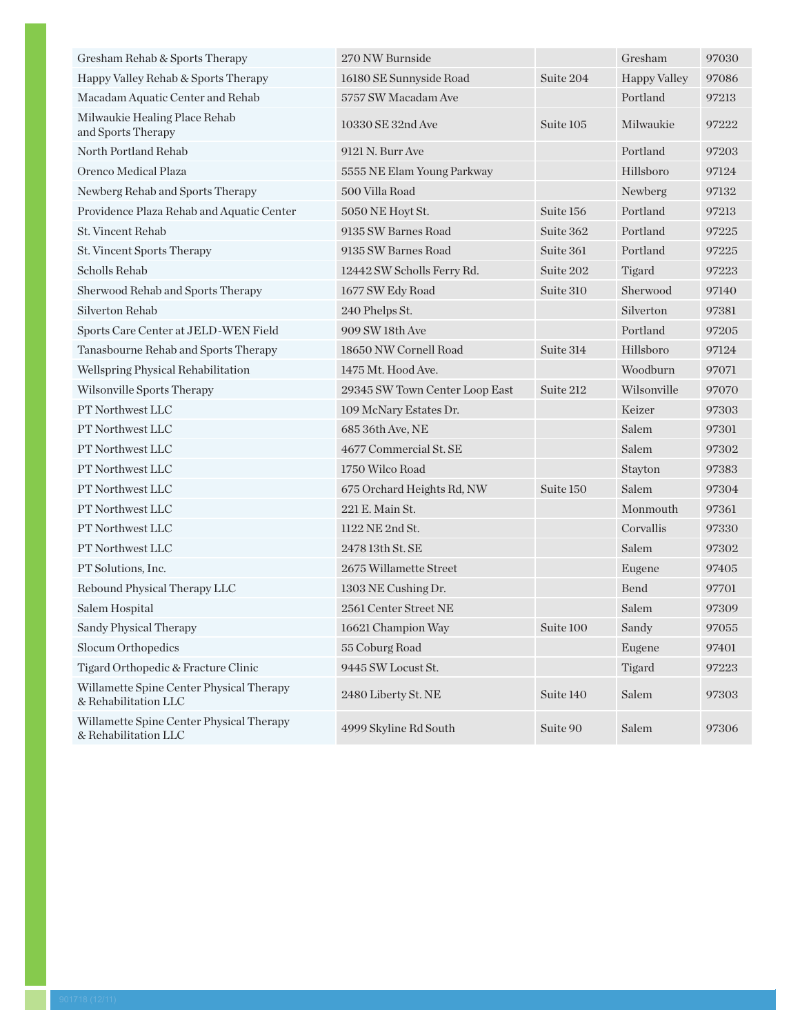| | | | | |
|---|---|---|---|---|
| Gresham Rehab & Sports Therapy | 270 NW Burnside | | Gresham | 97030 |
| Happy Valley Rehab & Sports Therapy | 16180 SE Sunnyside Road | Suite 204 | Happy Valley | 97086 |
| Macadam Aquatic Center and Rehab | 5757 SW Macadam Ave | | Portland | 97213 |
| Milwaukie Healing Place Rehab and Sports Therapy | 10330 SE 32nd Ave | Suite 105 | Milwaukie | 97222 |
| North Portland Rehab | 9121 N. Burr Ave | | Portland | 97203 |
| Orenco Medical Plaza | 5555 NE Elam Young Parkway | | Hillsboro | 97124 |
| Newberg Rehab and Sports Therapy | 500 Villa Road | | Newberg | 97132 |
| Providence Plaza Rehab and Aquatic Center | 5050 NE Hoyt St. | Suite 156 | Portland | 97213 |
| St. Vincent Rehab | 9135 SW Barnes Road | Suite 362 | Portland | 97225 |
| St. Vincent Sports Therapy | 9135 SW Barnes Road | Suite 361 | Portland | 97225 |
| Scholls Rehab | 12442 SW Scholls Ferry Rd. | Suite 202 | Tigard | 97223 |
| Sherwood Rehab and Sports Therapy | 1677 SW Edy Road | Suite 310 | Sherwood | 97140 |
| Silverton Rehab | 240 Phelps St. | | Silverton | 97381 |
| Sports Care Center at JELD-WEN Field | 909 SW 18th Ave | | Portland | 97205 |
| Tanasbourne Rehab and Sports Therapy | 18650 NW Cornell Road | Suite 314 | Hillsboro | 97124 |
| Wellspring Physical Rehabilitation | 1475 Mt. Hood Ave. | | Woodburn | 97071 |
| Wilsonville Sports Therapy | 29345 SW Town Center Loop East | Suite 212 | Wilsonville | 97070 |
| PT Northwest LLC | 109 McNary Estates Dr. | | Keizer | 97303 |
| PT Northwest LLC | 685 36th Ave, NE | | Salem | 97301 |
| PT Northwest LLC | 4677 Commercial St. SE | | Salem | 97302 |
| PT Northwest LLC | 1750 Wilco Road | | Stayton | 97383 |
| PT Northwest LLC | 675 Orchard Heights Rd, NW | Suite 150 | Salem | 97304 |
| PT Northwest LLC | 221 E. Main St. | | Monmouth | 97361 |
| PT Northwest LLC | 1122 NE 2nd St. | | Corvallis | 97330 |
| PT Northwest LLC | 2478 13th St. SE | | Salem | 97302 |
| PT Solutions, Inc. | 2675 Willamette Street | | Eugene | 97405 |
| Rebound Physical Therapy LLC | 1303 NE Cushing Dr. | | Bend | 97701 |
| Salem Hospital | 2561 Center Street NE | | Salem | 97309 |
| Sandy Physical Therapy | 16621 Champion Way | Suite 100 | Sandy | 97055 |
| Slocum Orthopedics | 55 Coburg Road | | Eugene | 97401 |
| Tigard Orthopedic & Fracture Clinic | 9445 SW Locust St. | | Tigard | 97223 |
| Willamette Spine Center Physical Therapy & Rehabilitation LLC | 2480 Liberty St. NE | Suite 140 | Salem | 97303 |
| Willamette Spine Center Physical Therapy & Rehabilitation LLC | 4999 Skyline Rd South | Suite 90 | Salem | 97306 |

901718 (12/11)